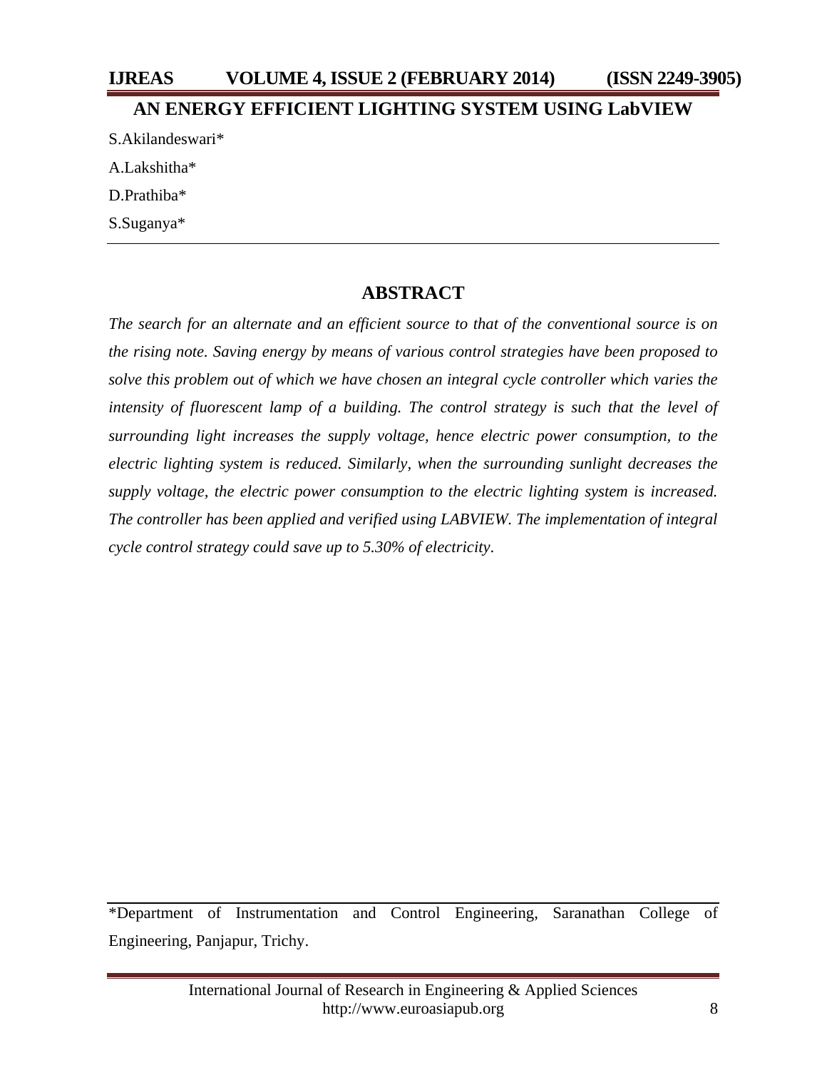# AN ENERGY EFFICIENT LIGHTING SYSTEM USING LabVIEW

S.Akilandeswari*

A.Lakshitha*

D.Prathiba*

S.Suganya*

---

## ABSTRACT

*The search for an alternate and an efficient source to that of the conventional source is on the rising note. Saving energy by means of various control strategies have been proposed to solve this problem out of which we have chosen an integral cycle controller which varies the intensity of fluorescent lamp of a building. The control strategy is such that the level of surrounding light increases the supply voltage, hence electric power consumption, to the electric lighting system is reduced. Similarly, when the surrounding sunlight decreases the supply voltage, the electric power consumption to the electric lighting system is increased. The controller has been applied and verified using LABVIEW. The implementation of integral cycle control strategy could save up to 5.30% of electricity*.

---

*Department of Instrumentation and Control Engineering, Saranathan College of Engineering, Panjapur, Trichy.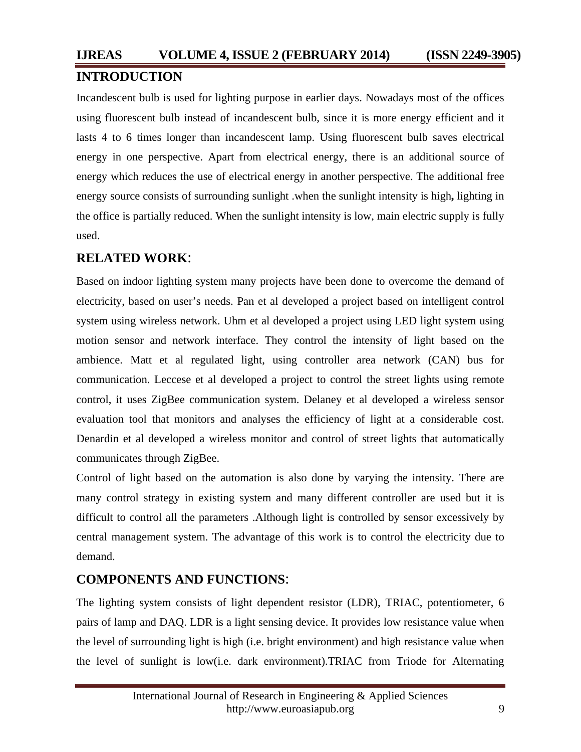## INTRODUCTION

Incandescent bulb is used for lighting purpose in earlier days. Nowadays most of the offices using fluorescent bulb instead of incandescent bulb, since it is more energy efficient and it lasts 4 to 6 times longer than incandescent lamp. Using fluorescent bulb saves electrical energy in one perspective. Apart from electrical energy, there is an additional source of energy which reduces the use of electrical energy in another perspective. The additional free energy source consists of surrounding sunlight .when the sunlight intensity is high**,** lighting in the office is partially reduced. When the sunlight intensity is low, main electric supply is fully used.

## RELATED WORK:

Based on indoor lighting system many projects have been done to overcome the demand of electricity, based on user's needs. Pan et al developed a project based on intelligent control system using wireless network. Uhm et al developed a project using LED light system using motion sensor and network interface. They control the intensity of light based on the ambience. Matt et al regulated light, using controller area network (CAN) bus for communication. Leccese et al developed a project to control the street lights using remote control, it uses ZigBee communication system. Delaney et al developed a wireless sensor evaluation tool that monitors and analyses the efficiency of light at a considerable cost. Denardin et al developed a wireless monitor and control of street lights that automatically communicates through ZigBee.

Control of light based on the automation is also done by varying the intensity. There are many control strategy in existing system and many different controller are used but it is difficult to control all the parameters .Although light is controlled by sensor excessively by central management system. The advantage of this work is to control the electricity due to demand.

## COMPONENTS AND FUNCTIONS:

The lighting system consists of light dependent resistor (LDR), TRIAC, potentiometer, 6 pairs of lamp and DAQ. LDR is a light sensing device. It provides low resistance value when the level of surrounding light is high (i.e. bright environment) and high resistance value when the level of sunlight is low(i.e. dark environment).TRIAC from Triode for Alternating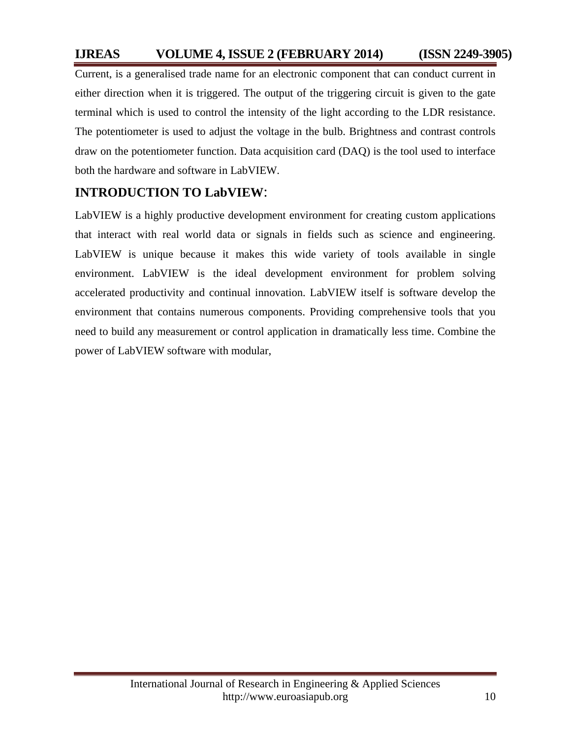Current, is a generalised trade name for an electronic component that can conduct current in either direction when it is triggered. The output of the triggering circuit is given to the gate terminal which is used to control the intensity of the light according to the LDR resistance. The potentiometer is used to adjust the voltage in the bulb. Brightness and contrast controls draw on the potentiometer function. Data acquisition card (DAQ) is the tool used to interface both the hardware and software in LabVIEW.

## INTRODUCTION TO LabVIEW:

LabVIEW is a highly productive development environment for creating custom applications that interact with real world data or signals in fields such as science and engineering. LabVIEW is unique because it makes this wide variety of tools available in single environment. LabVIEW is the ideal development environment for problem solving accelerated productivity and continual innovation. LabVIEW itself is software develop the environment that contains numerous components. Providing comprehensive tools that you need to build any measurement or control application in dramatically less time. Combine the power of LabVIEW software with modular,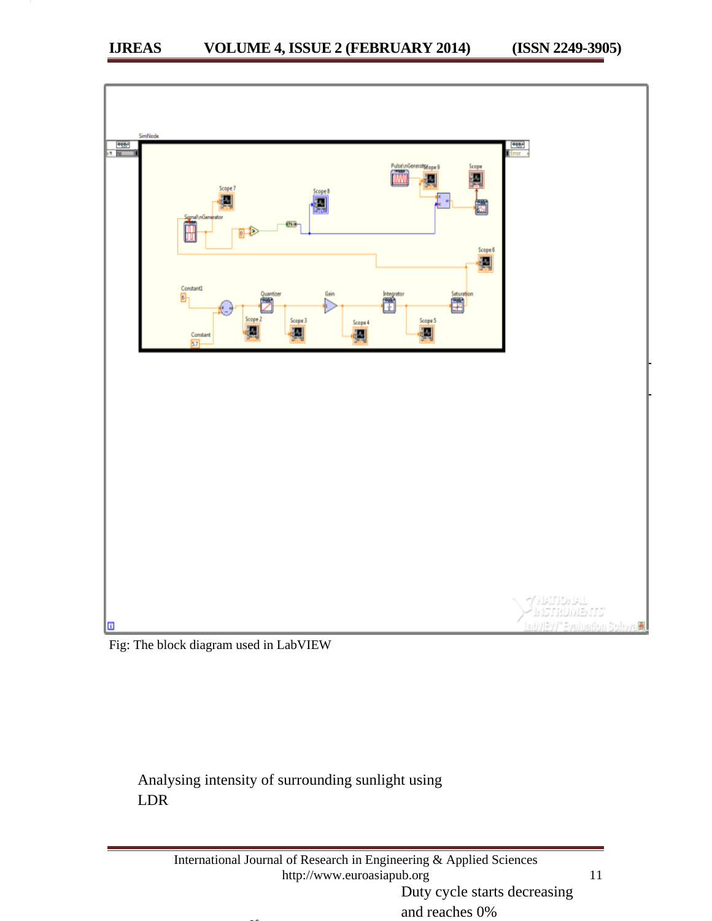Fig: The block diagram used in LabVIEW

Analysing intensity of surrounding sunlight using LDR

Duty cycle starts decreasing and reaches 0%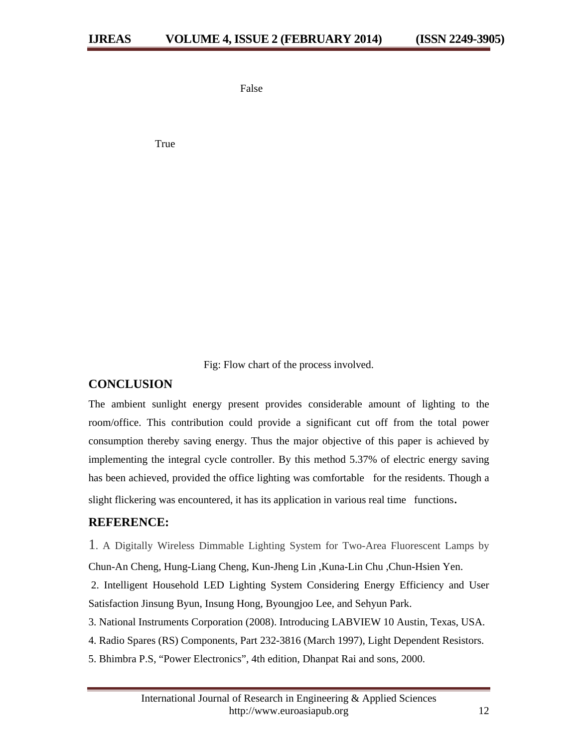False

True

Fig: Flow chart of the process involved.

## CONCLUSION

The ambient sunlight energy present provides considerable amount of lighting to the room/office. This contribution could provide a significant cut off from the total power consumption thereby saving energy. Thus the major objective of this paper is achieved by implementing the integral cycle controller. By this method 5.37% of electric energy saving has been achieved, provided the office lighting was comfortable for the residents. Though a slight flickering was encountered, it has its application in various real time functions.

## REFERENCE:

1. A Digitally Wireless Dimmable Lighting System for Two-Area Fluorescent Lamps by Chun-An Cheng, Hung-Liang Cheng, Kun-Jheng Lin ,Kuna-Lin Chu ,Chun-Hsien Yen.
2. Intelligent Household LED Lighting System Considering Energy Efficiency and User Satisfaction Jinsung Byun, Insung Hong, Byoungjoo Lee, and Sehyun Park.
3. National Instruments Corporation (2008). Introducing LABVIEW 10 Austin, Texas, USA.
4. Radio Spares (RS) Components, Part 232-3816 (March 1997), Light Dependent Resistors.
5. Bhimbra P.S, "Power Electronics", 4th edition, Dhanpat Rai and sons, 2000.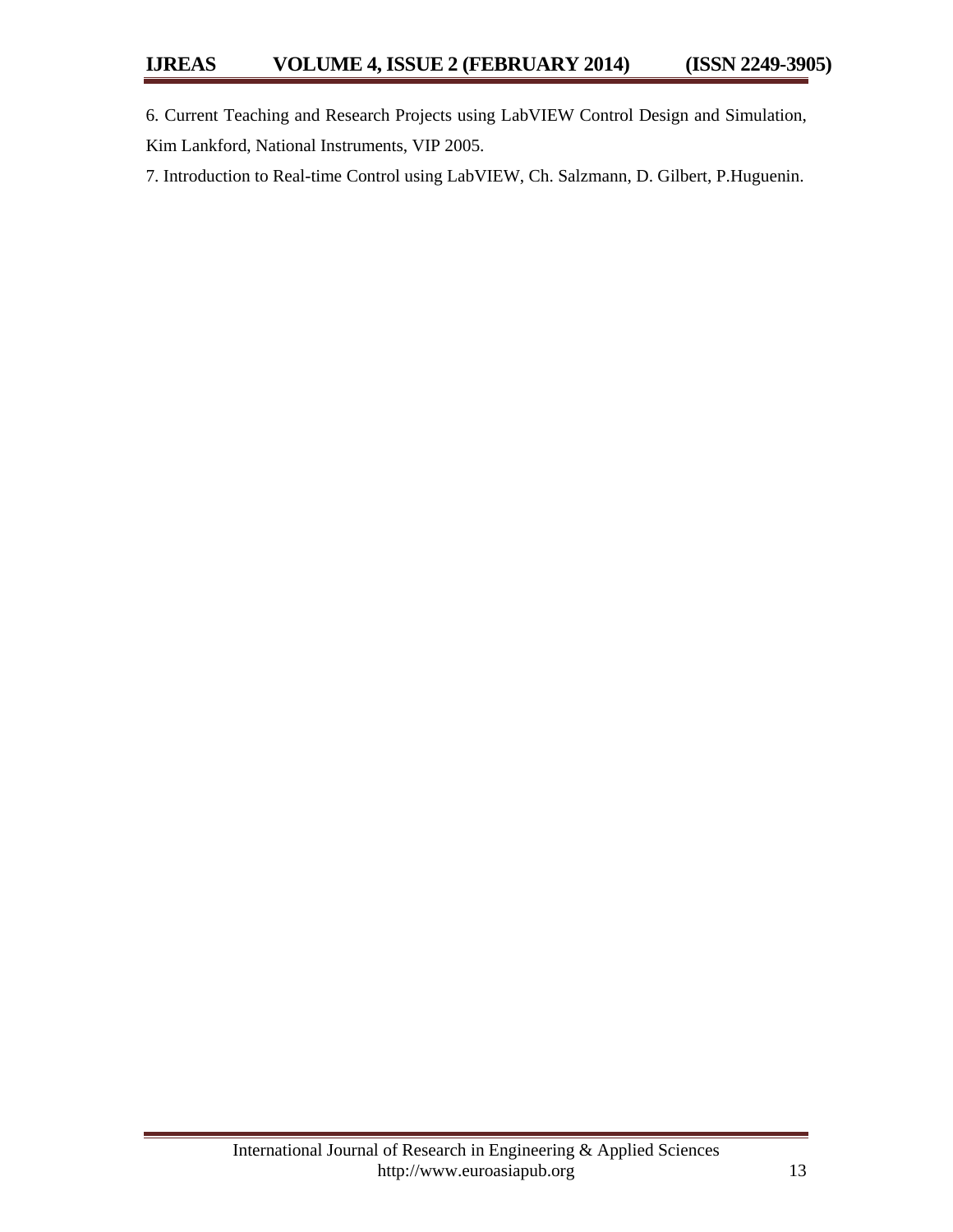6. Current Teaching and Research Projects using LabVIEW Control Design and Simulation, Kim Lankford, National Instruments, VIP 2005.

7. Introduction to Real-time Control using LabVIEW, Ch. Salzmann, D. Gilbert, P.Huguenin.